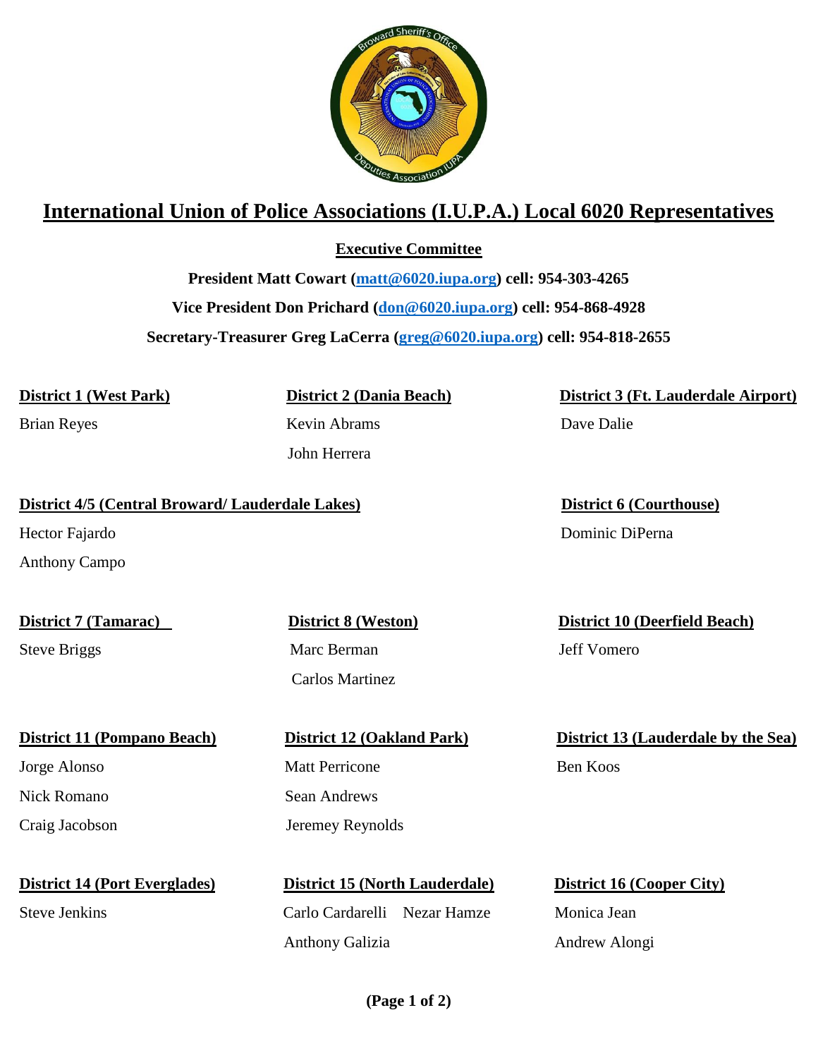# International Union of Police Associations (I.U.P.A.) Local 6020 Representatives

## Executive Committee

**President Matt Cowart (matt@6020.iupa.org) cell: 954-303-4265**

**Vice President Don Prichard (don@6020.iupa.org) cell: 954-868-4928**

**Secretary-Treasurer Greg LaCerra (greg@6020.iupa.org) cell: 954-818-2655**

**District 1 (West Park)**

Brian Reyes

**District 2 (Dania Beach)**

Kevin Abrams

John Herrera

**District 3 (Ft. Lauderdale Airport)**

Dave Dalie

**District 4/5 (Central Broward/ Lauderdale Lakes)**

Hector Fajardo

Anthony Campo

**District 6 (Courthouse)**

Dominic DiPerna

**District 7 (Tamarac)**

Steve Briggs

**District 8 (Weston)**

Marc Berman

Carlos Martinez

**District 10 (Deerfield Beach)**

Jeff Vomero

**District 11 (Pompano Beach)**

Jorge Alonso

Nick Romano

Craig Jacobson

**District 12 (Oakland Park)**

Matt Perricone

Sean Andrews

Jeremey Reynolds

**District 13 (Lauderdale by the Sea)**

Ben Koos

**District 14 (Port Everglades)**

Steve Jenkins

**District 15 (North Lauderdale)**

Carlo Cardarelli

Nezar Hamze

Anthony Galizia

**District 16 (Cooper City)**

Monica Jean

Andrew Alongi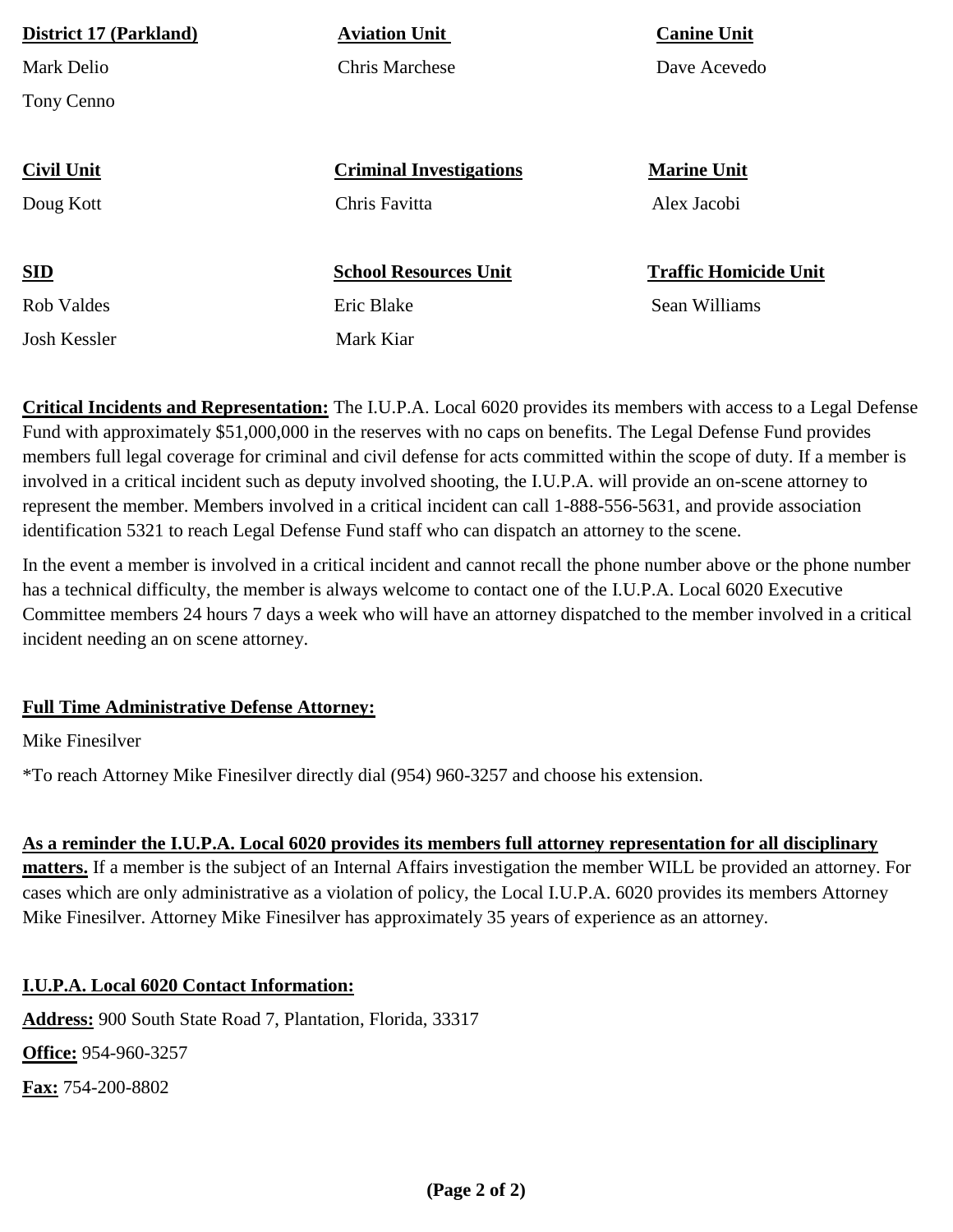**District 17 (Parkland)**

Mark Delio

Tony Cenno

**Aviation Unit**

Chris Marchese

**Canine Unit**

Dave Acevedo

**Civil Unit**

Doug Kott

**Criminal Investigations**

Chris Favitta

**Marine Unit**

Alex Jacobi

**SID**

Rob Valdes

Josh Kessler

**School Resources Unit**

Eric Blake

Mark Kiar

**Traffic Homicide Unit**

Sean Williams

**Critical Incidents and Representation:** The I.U.P.A. Local 6020 provides its members with access to a Legal Defense Fund with approximately $51,000,000 in the reserves with no caps on benefits. The Legal Defense Fund provides members full legal coverage for criminal and civil defense for acts committed within the scope of duty. If a member is involved in a critical incident such as deputy involved shooting, the I.U.P.A. will provide an on-scene attorney to represent the member. Members involved in a critical incident can call 1-888-556-5631, and provide association identification 5321 to reach Legal Defense Fund staff who can dispatch an attorney to the scene.

In the event a member is involved in a critical incident and cannot recall the phone number above or the phone number has a technical difficulty, the member is always welcome to contact one of the I.U.P.A. Local 6020 Executive Committee members 24 hours 7 days a week who will have an attorney dispatched to the member involved in a critical incident needing an on scene attorney.

**Full Time Administrative Defense Attorney:**

Mike Finesilver

*To reach Attorney Mike Finesilver directly dial (954) 960-3257 and choose his extension.

**As a reminder the I.U.P.A. Local 6020 provides its members full attorney representation for all disciplinary matters.** If a member is the subject of an Internal Affairs investigation the member WILL be provided an attorney. For cases which are only administrative as a violation of policy, the Local I.U.P.A. 6020 provides its members Attorney Mike Finesilver. Attorney Mike Finesilver has approximately 35 years of experience as an attorney.

**I.U.P.A. Local 6020 Contact Information:**

**Address:** 900 South State Road 7, Plantation, Florida, 33317

**Office:** 954-960-3257

**Fax:** 754-200-8802